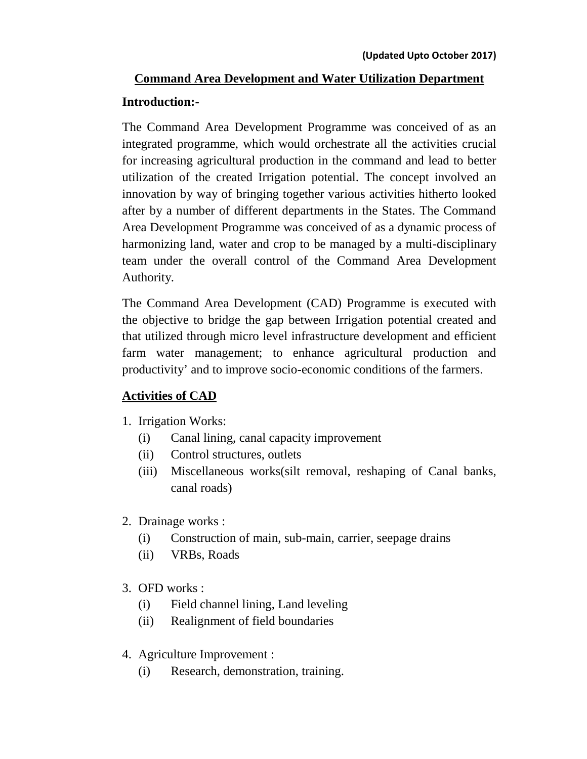**(Updated Upto October 2017)**

# Command Area Development and Water Utilization Department

## Introduction:-

The Command Area Development Programme was conceived of as an integrated programme, which would orchestrate all the activities crucial for increasing agricultural production in the command and lead to better utilization of the created Irrigation potential. The concept involved an innovation by way of bringing together various activities hitherto looked after by a number of different departments in the States. The Command Area Development Programme was conceived of as a dynamic process of harmonizing land, water and crop to be managed by a multi-disciplinary team under the overall control of the Command Area Development Authority.

The Command Area Development (CAD) Programme is executed with the objective to bridge the gap between Irrigation potential created and that utilized through micro level infrastructure development and efficient farm water management; to enhance agricultural production and productivity' and to improve socio-economic conditions of the farmers.

## Activities of CAD

1. Irrigation Works:
   - (i) Canal lining, canal capacity improvement
   - (ii) Control structures, outlets
   - (iii) Miscellaneous works(silt removal, reshaping of Canal banks, canal roads)

2. Drainage works :
   - (i) Construction of main, sub-main, carrier, seepage drains
   - (ii) VRBs, Roads

3. OFD works :
   - (i) Field channel lining, Land leveling
   - (ii) Realignment of field boundaries

4. Agriculture Improvement :
   - (i) Research, demonstration, training.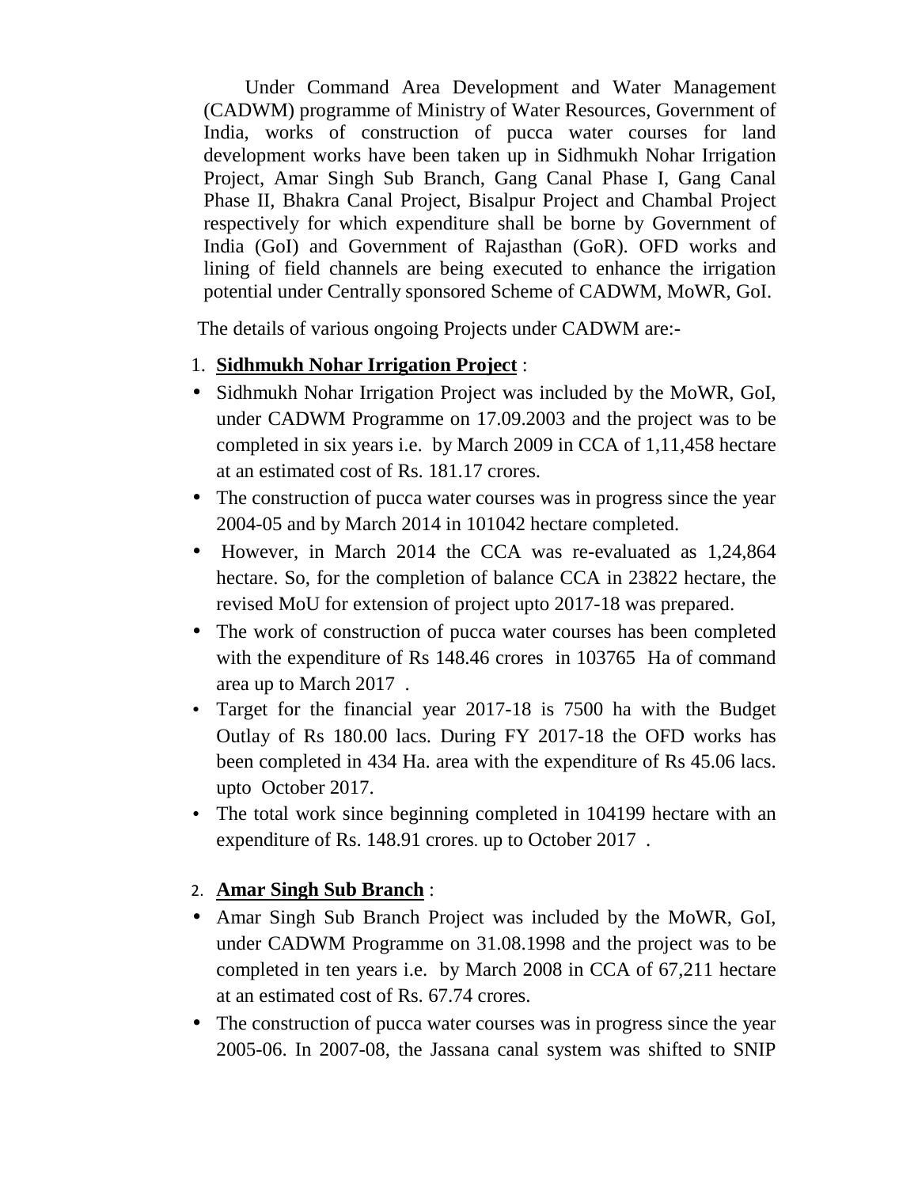Under Command Area Development and Water Management (CADWM) programme of Ministry of Water Resources, Government of India, works of construction of pucca water courses for land development works have been taken up in Sidhmukh Nohar Irrigation Project, Amar Singh Sub Branch, Gang Canal Phase I, Gang Canal Phase II, Bhakra Canal Project, Bisalpur Project and Chambal Project respectively for which expenditure shall be borne by Government of India (GoI) and Government of Rajasthan (GoR). OFD works and lining of field channels are being executed to enhance the irrigation potential under Centrally sponsored Scheme of CADWM, MoWR, GoI.

The details of various ongoing Projects under CADWM are:-

1. **<u>Sidhmukh Nohar Irrigation Project</u>** :

- Sidhmukh Nohar Irrigation Project was included by the MoWR, GoI, under CADWM Programme on 17.09.2003 and the project was to be completed in six years i.e. by March 2009 in CCA of 1,11,458 hectare at an estimated cost of Rs. 181.17 crores.
- The construction of pucca water courses was in progress since the year 2004-05 and by March 2014 in 101042 hectare completed.
- However, in March 2014 the CCA was re-evaluated as 1,24,864 hectare. So, for the completion of balance CCA in 23822 hectare, the revised MoU for extension of project upto 2017-18 was prepared.
- The work of construction of pucca water courses has been completed with the expenditure of Rs 148.46 crores in 103765 Ha of command area up to March 2017 .
- Target for the financial year 2017-18 is 7500 ha with the Budget Outlay of Rs 180.00 lacs. During FY 2017-18 the OFD works has been completed in 434 Ha. area with the expenditure of Rs 45.06 lacs. upto October 2017.
- The total work since beginning completed in 104199 hectare with an expenditure of Rs. 148.91 crores. up to October 2017 .

2. **<u>Amar Singh Sub Branch</u>** :

- Amar Singh Sub Branch Project was included by the MoWR, GoI, under CADWM Programme on 31.08.1998 and the project was to be completed in ten years i.e. by March 2008 in CCA of 67,211 hectare at an estimated cost of Rs. 67.74 crores.
- The construction of pucca water courses was in progress since the year 2005-06. In 2007-08, the Jassana canal system was shifted to SNIP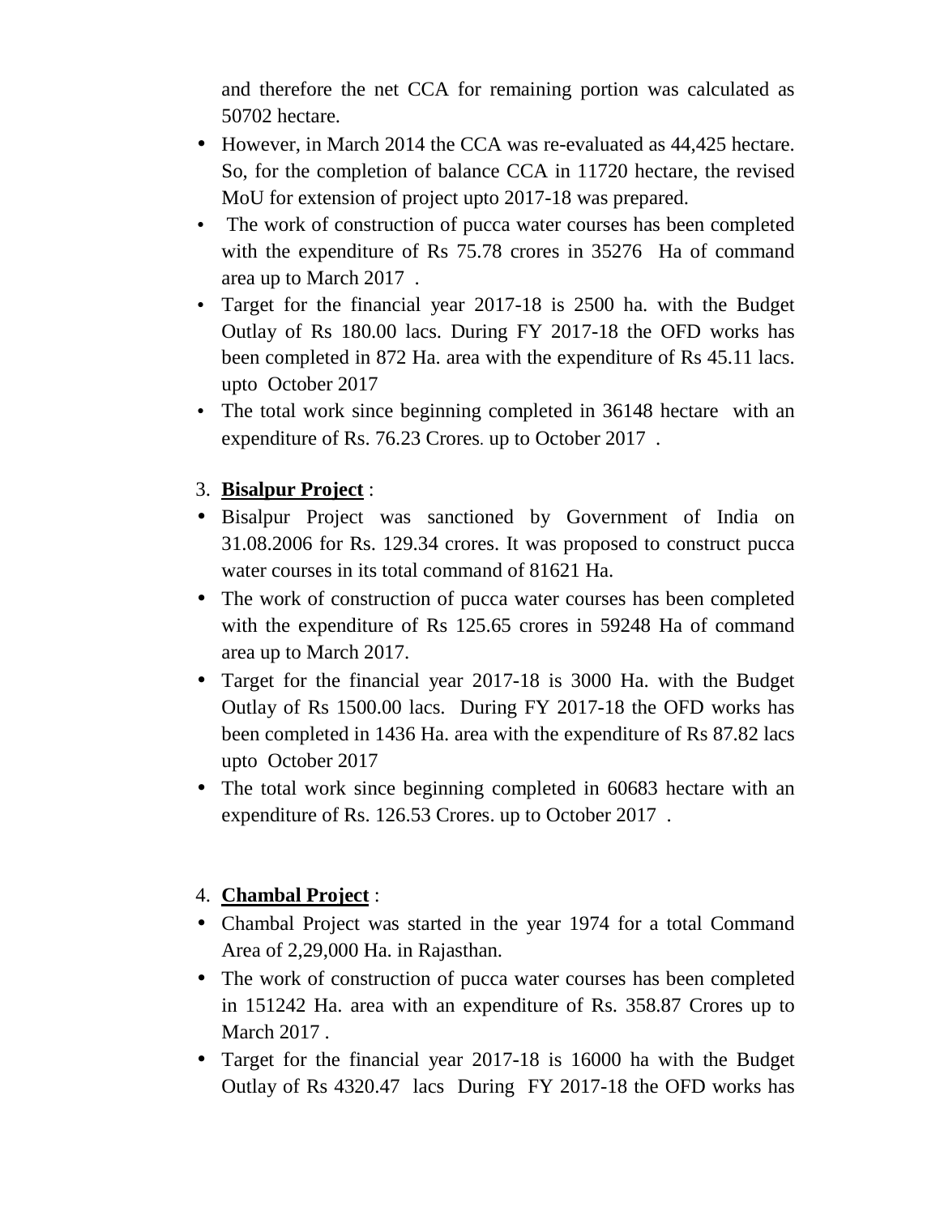and therefore the net CCA for remaining portion was calculated as 50702 hectare.

- However, in March 2014 the CCA was re-evaluated as 44,425 hectare. So, for the completion of balance CCA in 11720 hectare, the revised MoU for extension of project upto 2017-18 was prepared.
- The work of construction of pucca water courses has been completed with the expenditure of Rs 75.78 crores in 35276 Ha of command area up to March 2017 .
- Target for the financial year 2017-18 is 2500 ha. with the Budget Outlay of Rs 180.00 lacs. During FY 2017-18 the OFD works has been completed in 872 Ha. area with the expenditure of Rs 45.11 lacs. upto October 2017
- The total work since beginning completed in 36148 hectare with an expenditure of Rs. 76.23 Crores. up to October 2017 .

3. **Bisalpur Project** :

- Bisalpur Project was sanctioned by Government of India on 31.08.2006 for Rs. 129.34 crores. It was proposed to construct pucca water courses in its total command of 81621 Ha.
- The work of construction of pucca water courses has been completed with the expenditure of Rs 125.65 crores in 59248 Ha of command area up to March 2017.
- Target for the financial year 2017-18 is 3000 Ha. with the Budget Outlay of Rs 1500.00 lacs. During FY 2017-18 the OFD works has been completed in 1436 Ha. area with the expenditure of Rs 87.82 lacs upto October 2017
- The total work since beginning completed in 60683 hectare with an expenditure of Rs. 126.53 Crores. up to October 2017 .

4. **Chambal Project** :

- Chambal Project was started in the year 1974 for a total Command Area of 2,29,000 Ha. in Rajasthan.
- The work of construction of pucca water courses has been completed in 151242 Ha. area with an expenditure of Rs. 358.87 Crores up to March 2017 .
- Target for the financial year 2017-18 is 16000 ha with the Budget Outlay of Rs 4320.47 lacs During FY 2017-18 the OFD works has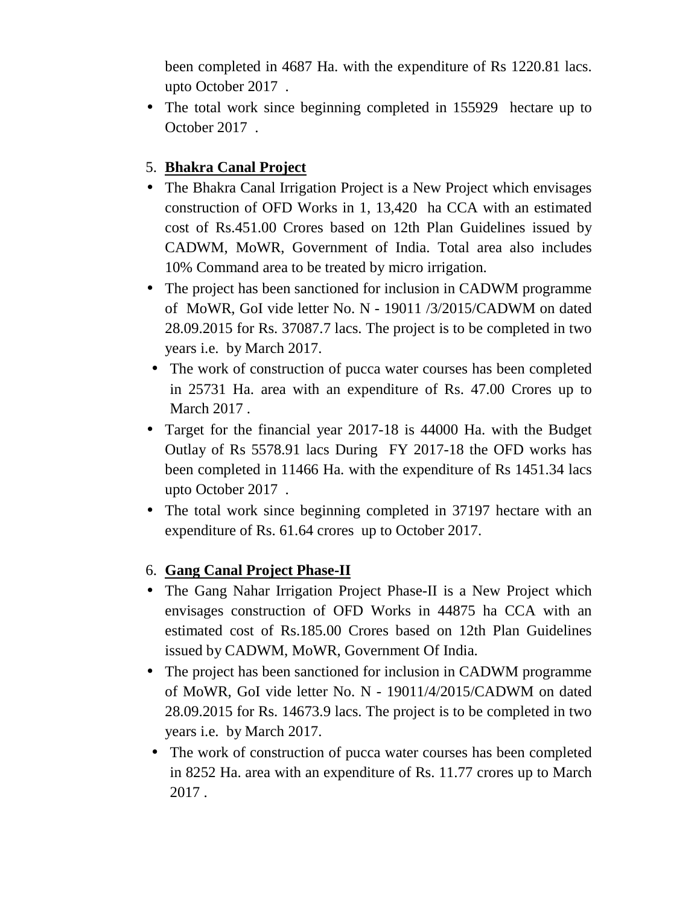been completed in 4687 Ha. with the expenditure of Rs 1220.81 lacs. upto October 2017 .

- The total work since beginning completed in 155929 hectare up to October 2017 .

5. **<u>Bhakra Canal Project</u>**

- The Bhakra Canal Irrigation Project is a New Project which envisages construction of OFD Works in 1, 13,420 ha CCA with an estimated cost of Rs.451.00 Crores based on 12th Plan Guidelines issued by CADWM, MoWR, Government of India. Total area also includes 10% Command area to be treated by micro irrigation.
- The project has been sanctioned for inclusion in CADWM programme of MoWR, GoI vide letter No. N - 19011 /3/2015/CADWM on dated 28.09.2015 for Rs. 37087.7 lacs. The project is to be completed in two years i.e. by March 2017.
- The work of construction of pucca water courses has been completed in 25731 Ha. area with an expenditure of Rs. 47.00 Crores up to March 2017 .
- Target for the financial year 2017-18 is 44000 Ha. with the Budget Outlay of Rs 5578.91 lacs During FY 2017-18 the OFD works has been completed in 11466 Ha. with the expenditure of Rs 1451.34 lacs upto October 2017 .
- The total work since beginning completed in 37197 hectare with an expenditure of Rs. 61.64 crores up to October 2017.

6. **<u>Gang Canal Project Phase-II</u>**

- The Gang Nahar Irrigation Project Phase-II is a New Project which envisages construction of OFD Works in 44875 ha CCA with an estimated cost of Rs.185.00 Crores based on 12th Plan Guidelines issued by CADWM, MoWR, Government Of India.
- The project has been sanctioned for inclusion in CADWM programme of MoWR, GoI vide letter No. N - 19011/4/2015/CADWM on dated 28.09.2015 for Rs. 14673.9 lacs. The project is to be completed in two years i.e. by March 2017.
- The work of construction of pucca water courses has been completed in 8252 Ha. area with an expenditure of Rs. 11.77 crores up to March 2017 .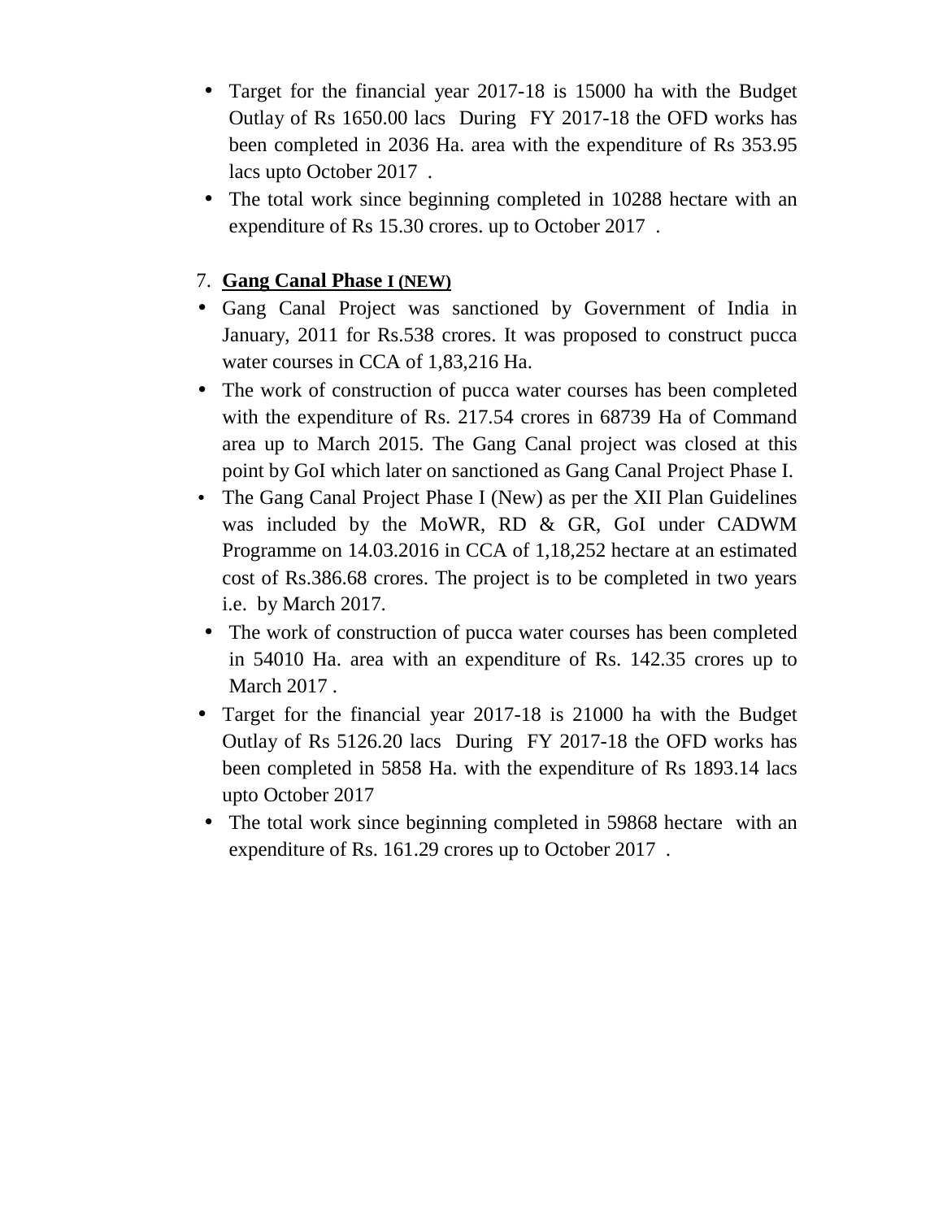- Target for the financial year 2017-18 is 15000 ha with the Budget Outlay of Rs 1650.00 lacs During FY 2017-18 the OFD works has been completed in 2036 Ha. area with the expenditure of Rs 353.95 lacs upto October 2017 .
- The total work since beginning completed in 10288 hectare with an expenditure of Rs 15.30 crores. up to October 2017 .

7. **Gang Canal Phase I (NEW)**

- Gang Canal Project was sanctioned by Government of India in January, 2011 for Rs.538 crores. It was proposed to construct pucca water courses in CCA of 1,83,216 Ha.
- The work of construction of pucca water courses has been completed with the expenditure of Rs. 217.54 crores in 68739 Ha of Command area up to March 2015. The Gang Canal project was closed at this point by GoI which later on sanctioned as Gang Canal Project Phase I.
- The Gang Canal Project Phase I (New) as per the XII Plan Guidelines was included by the MoWR, RD & GR, GoI under CADWM Programme on 14.03.2016 in CCA of 1,18,252 hectare at an estimated cost of Rs.386.68 crores. The project is to be completed in two years i.e. by March 2017.
- The work of construction of pucca water courses has been completed in 54010 Ha. area with an expenditure of Rs. 142.35 crores up to March 2017 .
- Target for the financial year 2017-18 is 21000 ha with the Budget Outlay of Rs 5126.20 lacs During FY 2017-18 the OFD works has been completed in 5858 Ha. with the expenditure of Rs 1893.14 lacs upto October 2017
- The total work since beginning completed in 59868 hectare with an expenditure of Rs. 161.29 crores up to October 2017 .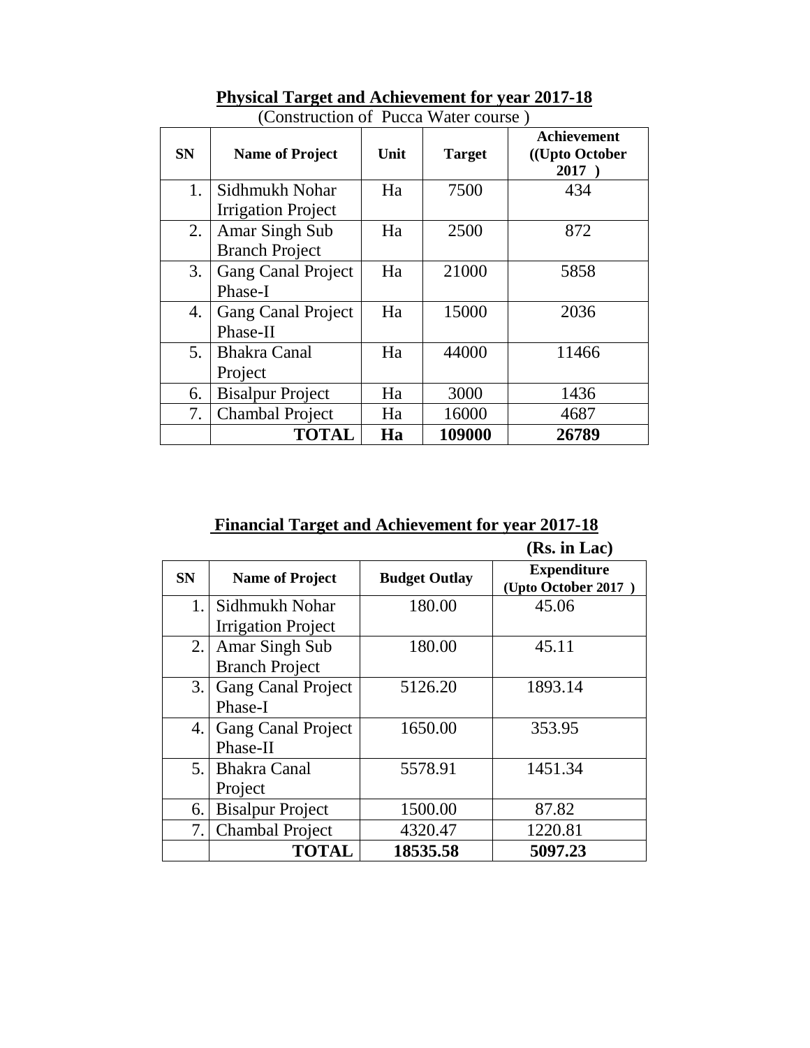## Physical Target and Achievement for year 2017-18

(Construction of Pucca Water course )

| SN | Name of Project | Unit | Target | Achievement ((Upto October 2017 ) |
|---|---|---|---|---|
| 1. | Sidhmukh Nohar Irrigation Project | Ha | 7500 | 434 |
| 2. | Amar Singh Sub Branch Project | Ha | 2500 | 872 |
| 3. | Gang Canal Project Phase-I | Ha | 21000 | 5858 |
| 4. | Gang Canal Project Phase-II | Ha | 15000 | 2036 |
| 5. | Bhakra Canal Project | Ha | 44000 | 11466 |
| 6. | Bisalpur Project | Ha | 3000 | 1436 |
| 7. | Chambal Project | Ha | 16000 | 4687 |
| | **TOTAL** | **Ha** | **109000** | **26789** |

## Financial Target and Achievement for year 2017-18

**(Rs. in Lac)**

| SN | Name of Project | Budget Outlay | Expenditure (Upto October 2017 ) |
|---|---|---|---|
| 1. | Sidhmukh Nohar Irrigation Project | 180.00 | 45.06 |
| 2. | Amar Singh Sub Branch Project | 180.00 | 45.11 |
| 3. | Gang Canal Project Phase-I | 5126.20 | 1893.14 |
| 4. | Gang Canal Project Phase-II | 1650.00 | 353.95 |
| 5. | Bhakra Canal Project | 5578.91 | 1451.34 |
| 6. | Bisalpur Project | 1500.00 | 87.82 |
| 7. | Chambal Project | 4320.47 | 1220.81 |
| | **TOTAL** | **18535.58** | **5097.23** |